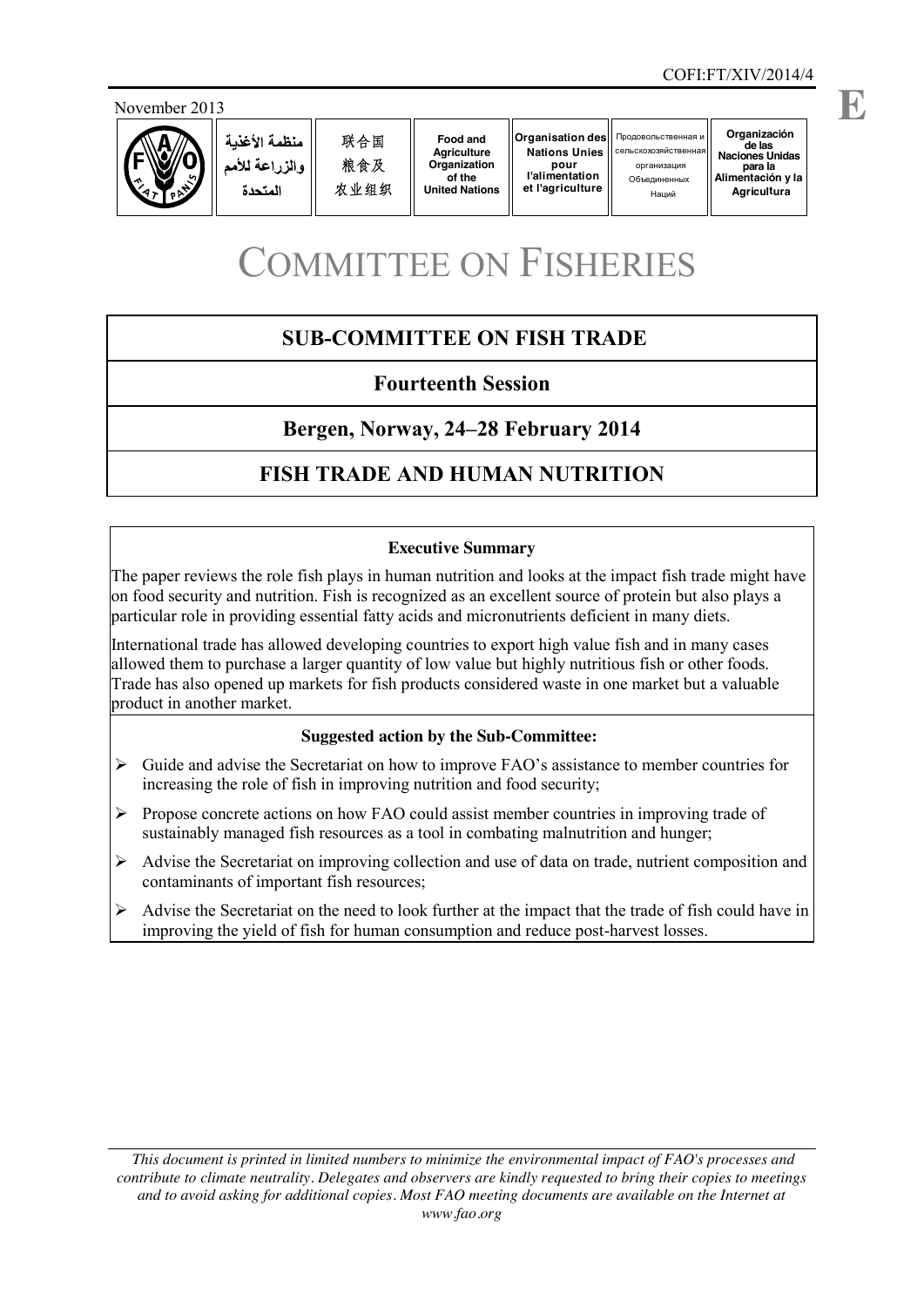COFI:FT/XIV/2014/4

November 2013

| منظمة الأغذية والزراعة للأمم المتحدة | 联合国粮食及农业组织 | Food and Agriculture Organization of the United Nations | Organisation des Nations Unies pour l'alimentation et l'agriculture | Продовольственная и сельскохозяйственная организация Объединенных Наций | Organización de las Naciones Unidas para la Alimentación y la Agricultura |
|---|---|---|---|---|---|

# COMMITTEE ON FISHERIES

## SUB-COMMITTEE ON FISH TRADE

## Fourteenth Session

## Bergen, Norway, 24–28 February 2014

## FISH TRADE AND HUMAN NUTRITION

**Executive Summary**

The paper reviews the role fish plays in human nutrition and looks at the impact fish trade might have on food security and nutrition. Fish is recognized as an excellent source of protein but also plays a particular role in providing essential fatty acids and micronutrients deficient in many diets.

International trade has allowed developing countries to export high value fish and in many cases allowed them to purchase a larger quantity of low value but highly nutritious fish or other foods. Trade has also opened up markets for fish products considered waste in one market but a valuable product in another market.

**Suggested action by the Sub-Committee:**

- Guide and advise the Secretariat on how to improve FAO's assistance to member countries for increasing the role of fish in improving nutrition and food security;
- Propose concrete actions on how FAO could assist member countries in improving trade of sustainably managed fish resources as a tool in combating malnutrition and hunger;
- Advise the Secretariat on improving collection and use of data on trade, nutrient composition and contaminants of important fish resources;
- Advise the Secretariat on the need to look further at the impact that the trade of fish could have in improving the yield of fish for human consumption and reduce post-harvest losses.

*This document is printed in limited numbers to minimize the environmental impact of FAO's processes and contribute to climate neutrality. Delegates and observers are kindly requested to bring their copies to meetings and to avoid asking for additional copies. Most FAO meeting documents are available on the Internet at www.fao.org*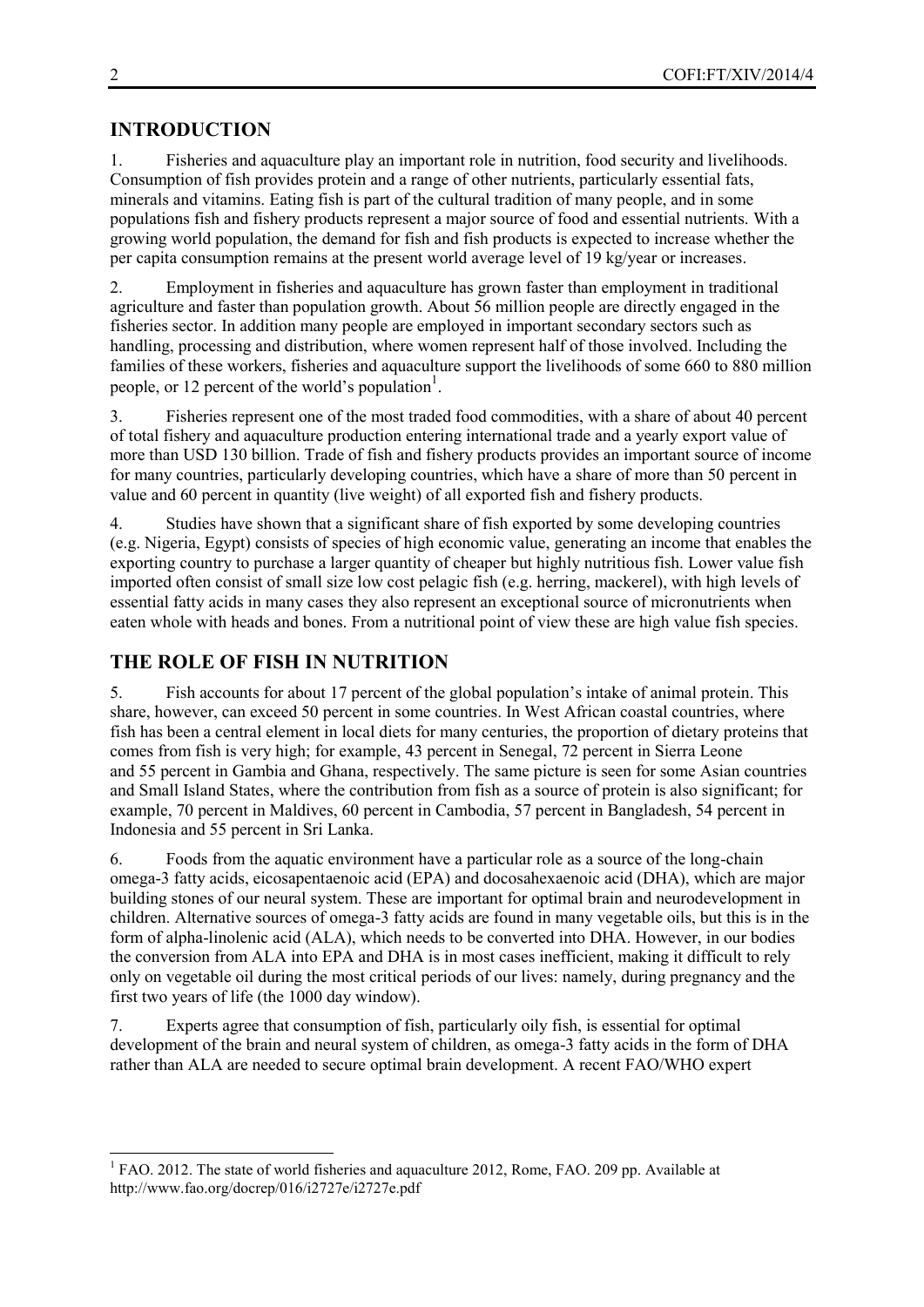## INTRODUCTION

1. Fisheries and aquaculture play an important role in nutrition, food security and livelihoods. Consumption of fish provides protein and a range of other nutrients, particularly essential fats, minerals and vitamins. Eating fish is part of the cultural tradition of many people, and in some populations fish and fishery products represent a major source of food and essential nutrients. With a growing world population, the demand for fish and fish products is expected to increase whether the per capita consumption remains at the present world average level of 19 kg/year or increases.

2. Employment in fisheries and aquaculture has grown faster than employment in traditional agriculture and faster than population growth. About 56 million people are directly engaged in the fisheries sector. In addition many people are employed in important secondary sectors such as handling, processing and distribution, where women represent half of those involved. Including the families of these workers, fisheries and aquaculture support the livelihoods of some 660 to 880 million people, or 12 percent of the world's population[1].

3. Fisheries represent one of the most traded food commodities, with a share of about 40 percent of total fishery and aquaculture production entering international trade and a yearly export value of more than USD 130 billion. Trade of fish and fishery products provides an important source of income for many countries, particularly developing countries, which have a share of more than 50 percent in value and 60 percent in quantity (live weight) of all exported fish and fishery products.

4. Studies have shown that a significant share of fish exported by some developing countries (e.g. Nigeria, Egypt) consists of species of high economic value, generating an income that enables the exporting country to purchase a larger quantity of cheaper but highly nutritious fish. Lower value fish imported often consist of small size low cost pelagic fish (e.g. herring, mackerel), with high levels of essential fatty acids in many cases they also represent an exceptional source of micronutrients when eaten whole with heads and bones. From a nutritional point of view these are high value fish species.

## THE ROLE OF FISH IN NUTRITION

5. Fish accounts for about 17 percent of the global population's intake of animal protein. This share, however, can exceed 50 percent in some countries. In West African coastal countries, where fish has been a central element in local diets for many centuries, the proportion of dietary proteins that comes from fish is very high; for example, 43 percent in Senegal, 72 percent in Sierra Leone and 55 percent in Gambia and Ghana, respectively. The same picture is seen for some Asian countries and Small Island States, where the contribution from fish as a source of protein is also significant; for example, 70 percent in Maldives, 60 percent in Cambodia, 57 percent in Bangladesh, 54 percent in Indonesia and 55 percent in Sri Lanka.

6. Foods from the aquatic environment have a particular role as a source of the long-chain omega-3 fatty acids, eicosapentaenoic acid (EPA) and docosahexaenoic acid (DHA), which are major building stones of our neural system. These are important for optimal brain and neurodevelopment in children. Alternative sources of omega-3 fatty acids are found in many vegetable oils, but this is in the form of alpha-linolenic acid (ALA), which needs to be converted into DHA. However, in our bodies the conversion from ALA into EPA and DHA is in most cases inefficient, making it difficult to rely only on vegetable oil during the most critical periods of our lives: namely, during pregnancy and the first two years of life (the 1000 day window).

7. Experts agree that consumption of fish, particularly oily fish, is essential for optimal development of the brain and neural system of children, as omega-3 fatty acids in the form of DHA rather than ALA are needed to secure optimal brain development. A recent FAO/WHO expert

---

[1] FAO. 2012. The state of world fisheries and aquaculture 2012, Rome, FAO. 209 pp. Available at http://www.fao.org/docrep/016/i2727e/i2727e.pdf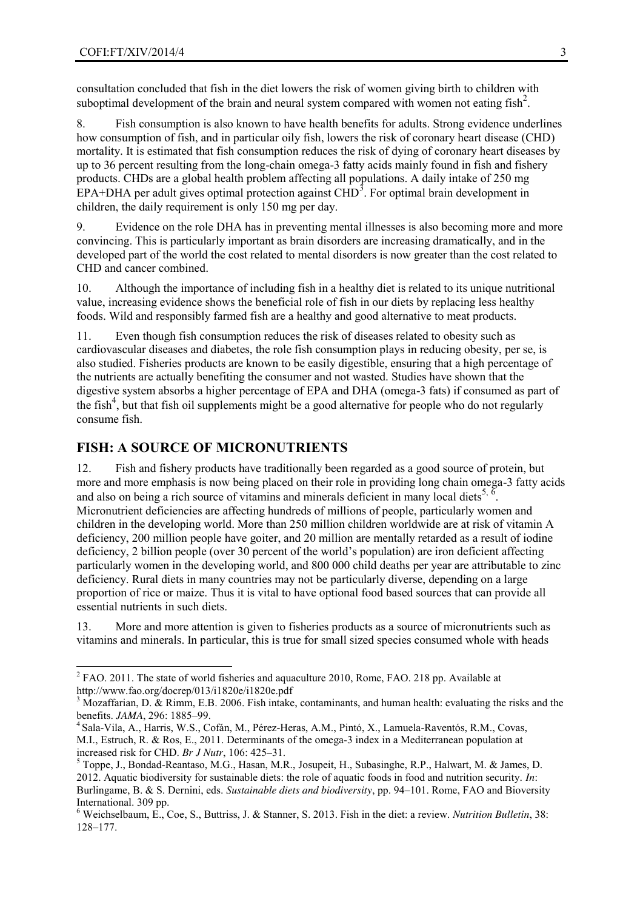consultation concluded that fish in the diet lowers the risk of women giving birth to children with suboptimal development of the brain and neural system compared with women not eating fish[2].

8. Fish consumption is also known to have health benefits for adults. Strong evidence underlines how consumption of fish, and in particular oily fish, lowers the risk of coronary heart disease (CHD) mortality. It is estimated that fish consumption reduces the risk of dying of coronary heart diseases by up to 36 percent resulting from the long-chain omega-3 fatty acids mainly found in fish and fishery products. CHDs are a global health problem affecting all populations. A daily intake of 250 mg EPA+DHA per adult gives optimal protection against CHD[3]. For optimal brain development in children, the daily requirement is only 150 mg per day.

9. Evidence on the role DHA has in preventing mental illnesses is also becoming more and more convincing. This is particularly important as brain disorders are increasing dramatically, and in the developed part of the world the cost related to mental disorders is now greater than the cost related to CHD and cancer combined.

10. Although the importance of including fish in a healthy diet is related to its unique nutritional value, increasing evidence shows the beneficial role of fish in our diets by replacing less healthy foods. Wild and responsibly farmed fish are a healthy and good alternative to meat products.

11. Even though fish consumption reduces the risk of diseases related to obesity such as cardiovascular diseases and diabetes, the role fish consumption plays in reducing obesity, per se, is also studied. Fisheries products are known to be easily digestible, ensuring that a high percentage of the nutrients are actually benefiting the consumer and not wasted. Studies have shown that the digestive system absorbs a higher percentage of EPA and DHA (omega-3 fats) if consumed as part of the fish[4], but that fish oil supplements might be a good alternative for people who do not regularly consume fish.

## FISH: A SOURCE OF MICRONUTRIENTS

12. Fish and fishery products have traditionally been regarded as a good source of protein, but more and more emphasis is now being placed on their role in providing long chain omega-3 fatty acids and also on being a rich source of vitamins and minerals deficient in many local diets[5, 6]. Micronutrient deficiencies are affecting hundreds of millions of people, particularly women and children in the developing world. More than 250 million children worldwide are at risk of vitamin A deficiency, 200 million people have goiter, and 20 million are mentally retarded as a result of iodine deficiency, 2 billion people (over 30 percent of the world's population) are iron deficient affecting particularly women in the developing world, and 800 000 child deaths per year are attributable to zinc deficiency. Rural diets in many countries may not be particularly diverse, depending on a large proportion of rice or maize. Thus it is vital to have optional food based sources that can provide all essential nutrients in such diets.

13. More and more attention is given to fisheries products as a source of micronutrients such as vitamins and minerals. In particular, this is true for small sized species consumed whole with heads

---

[2] FAO. 2011. The state of world fisheries and aquaculture 2010, Rome, FAO. 218 pp. Available at http://www.fao.org/docrep/013/i1820e/i1820e.pdf

[3] Mozaffarian, D. & Rimm, E.B. 2006. Fish intake, contaminants, and human health: evaluating the risks and the benefits. *JAMA*, 296: 1885–99.

[4] Sala-Vila, A., Harris, W.S., Cofán, M., Pérez-Heras, A.M., Pintó, X., Lamuela-Raventós, R.M., Covas, M.I., Estruch, R. & Ros, E., 2011. Determinants of the omega-3 index in a Mediterranean population at increased risk for CHD. *Br J Nutr*, 106: 425–31.

[5] Toppe, J., Bondad-Reantaso, M.G., Hasan, M.R., Josupeit, H., Subasinghe, R.P., Halwart, M. & James, D. 2012. Aquatic biodiversity for sustainable diets: the role of aquatic foods in food and nutrition security. *In*: Burlingame, B. & S. Dernini, eds. *Sustainable diets and biodiversity*, pp. 94–101. Rome, FAO and Bioversity International. 309 pp.

[6] Weichselbaum, E., Coe, S., Buttriss, J. & Stanner, S. 2013. Fish in the diet: a review. *Nutrition Bulletin*, 38: 128–177.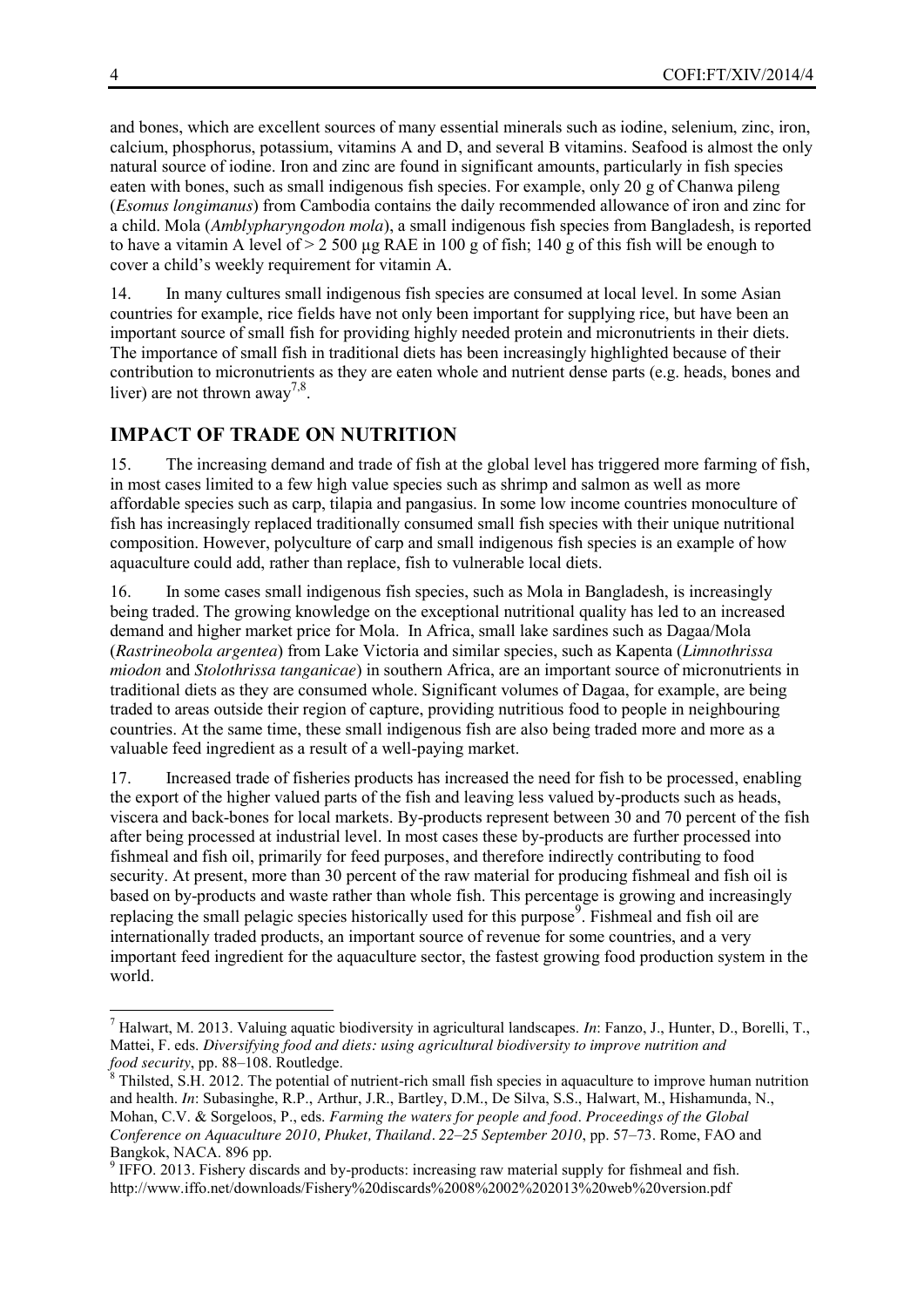and bones, which are excellent sources of many essential minerals such as iodine, selenium, zinc, iron, calcium, phosphorus, potassium, vitamins A and D, and several B vitamins. Seafood is almost the only natural source of iodine. Iron and zinc are found in significant amounts, particularly in fish species eaten with bones, such as small indigenous fish species. For example, only 20 g of Chanwa pileng (*Esomus longimanus*) from Cambodia contains the daily recommended allowance of iron and zinc for a child. Mola (*Amblypharyngodon mola*), a small indigenous fish species from Bangladesh, is reported to have a vitamin A level of > 2 500 µg RAE in 100 g of fish; 140 g of this fish will be enough to cover a child's weekly requirement for vitamin A.

14. In many cultures small indigenous fish species are consumed at local level. In some Asian countries for example, rice fields have not only been important for supplying rice, but have been an important source of small fish for providing highly needed protein and micronutrients in their diets. The importance of small fish in traditional diets has been increasingly highlighted because of their contribution to micronutrients as they are eaten whole and nutrient dense parts (e.g. heads, bones and liver) are not thrown away[7,8].

## IMPACT OF TRADE ON NUTRITION

15. The increasing demand and trade of fish at the global level has triggered more farming of fish, in most cases limited to a few high value species such as shrimp and salmon as well as more affordable species such as carp, tilapia and pangasius. In some low income countries monoculture of fish has increasingly replaced traditionally consumed small fish species with their unique nutritional composition. However, polyculture of carp and small indigenous fish species is an example of how aquaculture could add, rather than replace, fish to vulnerable local diets.

16. In some cases small indigenous fish species, such as Mola in Bangladesh, is increasingly being traded. The growing knowledge on the exceptional nutritional quality has led to an increased demand and higher market price for Mola. In Africa, small lake sardines such as Dagaa/Mola (*Rastrineobola argentea*) from Lake Victoria and similar species, such as Kapenta (*Limnothrissa miodon* and *Stolothrissa tanganicae*) in southern Africa, are an important source of micronutrients in traditional diets as they are consumed whole. Significant volumes of Dagaa, for example, are being traded to areas outside their region of capture, providing nutritious food to people in neighbouring countries. At the same time, these small indigenous fish are also being traded more and more as a valuable feed ingredient as a result of a well-paying market.

17. Increased trade of fisheries products has increased the need for fish to be processed, enabling the export of the higher valued parts of the fish and leaving less valued by-products such as heads, viscera and back-bones for local markets. By-products represent between 30 and 70 percent of the fish after being processed at industrial level. In most cases these by-products are further processed into fishmeal and fish oil, primarily for feed purposes, and therefore indirectly contributing to food security. At present, more than 30 percent of the raw material for producing fishmeal and fish oil is based on by-products and waste rather than whole fish. This percentage is growing and increasingly replacing the small pelagic species historically used for this purpose[9]. Fishmeal and fish oil are internationally traded products, an important source of revenue for some countries, and a very important feed ingredient for the aquaculture sector, the fastest growing food production system in the world.

---

[7] Halwart, M. 2013. Valuing aquatic biodiversity in agricultural landscapes. *In*: Fanzo, J., Hunter, D., Borelli, T., Mattei, F. eds. *Diversifying food and diets: using agricultural biodiversity to improve nutrition and food security*, pp. 88–108. Routledge.

[8] Thilsted, S.H. 2012. The potential of nutrient-rich small fish species in aquaculture to improve human nutrition and health. *In*: Subasinghe, R.P., Arthur, J.R., Bartley, D.M., De Silva, S.S., Halwart, M., Hishamunda, N., Mohan, C.V. & Sorgeloos, P., eds. *Farming the waters for people and food*. *Proceedings of the Global Conference on Aquaculture 2010, Phuket, Thailand*. *22–25 September 2010*, pp. 57–73. Rome, FAO and Bangkok, NACA. 896 pp.

[9] IFFO. 2013. Fishery discards and by-products: increasing raw material supply for fishmeal and fish. http://www.iffo.net/downloads/Fishery%20discards%2008%2002%202013%20web%20version.pdf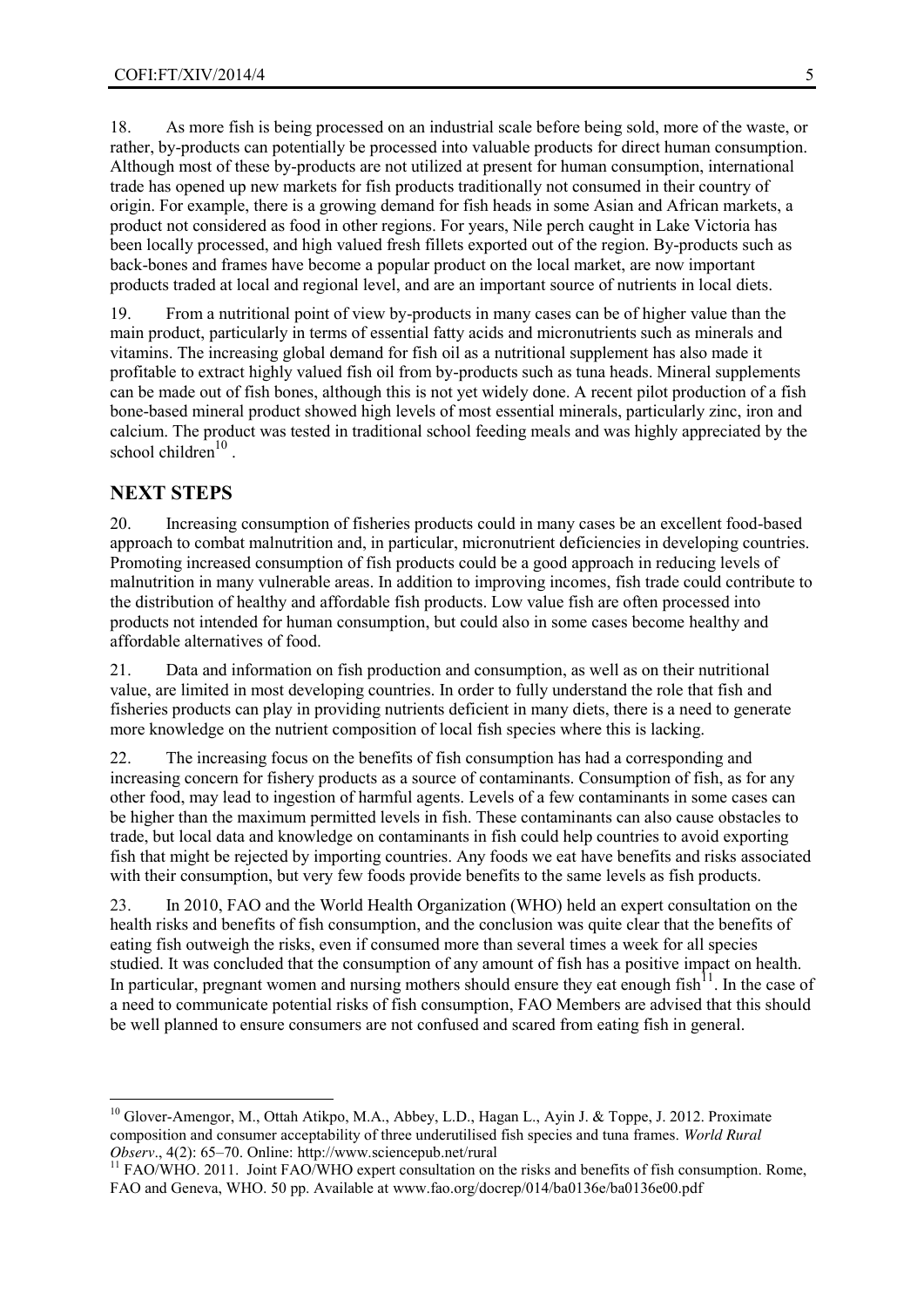18. As more fish is being processed on an industrial scale before being sold, more of the waste, or rather, by-products can potentially be processed into valuable products for direct human consumption. Although most of these by-products are not utilized at present for human consumption, international trade has opened up new markets for fish products traditionally not consumed in their country of origin. For example, there is a growing demand for fish heads in some Asian and African markets, a product not considered as food in other regions. For years, Nile perch caught in Lake Victoria has been locally processed, and high valued fresh fillets exported out of the region. By-products such as back-bones and frames have become a popular product on the local market, are now important products traded at local and regional level, and are an important source of nutrients in local diets.

19. From a nutritional point of view by-products in many cases can be of higher value than the main product, particularly in terms of essential fatty acids and micronutrients such as minerals and vitamins. The increasing global demand for fish oil as a nutritional supplement has also made it profitable to extract highly valued fish oil from by-products such as tuna heads. Mineral supplements can be made out of fish bones, although this is not yet widely done. A recent pilot production of a fish bone-based mineral product showed high levels of most essential minerals, particularly zinc, iron and calcium. The product was tested in traditional school feeding meals and was highly appreciated by the school children[10] .

## NEXT STEPS

20. Increasing consumption of fisheries products could in many cases be an excellent food-based approach to combat malnutrition and, in particular, micronutrient deficiencies in developing countries. Promoting increased consumption of fish products could be a good approach in reducing levels of malnutrition in many vulnerable areas. In addition to improving incomes, fish trade could contribute to the distribution of healthy and affordable fish products. Low value fish are often processed into products not intended for human consumption, but could also in some cases become healthy and affordable alternatives of food.

21. Data and information on fish production and consumption, as well as on their nutritional value, are limited in most developing countries. In order to fully understand the role that fish and fisheries products can play in providing nutrients deficient in many diets, there is a need to generate more knowledge on the nutrient composition of local fish species where this is lacking.

22. The increasing focus on the benefits of fish consumption has had a corresponding and increasing concern for fishery products as a source of contaminants. Consumption of fish, as for any other food, may lead to ingestion of harmful agents. Levels of a few contaminants in some cases can be higher than the maximum permitted levels in fish. These contaminants can also cause obstacles to trade, but local data and knowledge on contaminants in fish could help countries to avoid exporting fish that might be rejected by importing countries. Any foods we eat have benefits and risks associated with their consumption, but very few foods provide benefits to the same levels as fish products.

23. In 2010, FAO and the World Health Organization (WHO) held an expert consultation on the health risks and benefits of fish consumption, and the conclusion was quite clear that the benefits of eating fish outweigh the risks, even if consumed more than several times a week for all species studied. It was concluded that the consumption of any amount of fish has a positive impact on health. In particular, pregnant women and nursing mothers should ensure they eat enough fish[11]. In the case of a need to communicate potential risks of fish consumption, FAO Members are advised that this should be well planned to ensure consumers are not confused and scared from eating fish in general.

---

[10] Glover-Amengor, M., Ottah Atikpo, M.A., Abbey, L.D., Hagan L., Ayin J. & Toppe, J. 2012. Proximate composition and consumer acceptability of three underutilised fish species and tuna frames. *World Rural Observ*., 4(2): 65–70. Online: http://www.sciencepub.net/rural

[11] FAO/WHO. 2011. Joint FAO/WHO expert consultation on the risks and benefits of fish consumption. Rome, FAO and Geneva, WHO. 50 pp. Available at www.fao.org/docrep/014/ba0136e/ba0136e00.pdf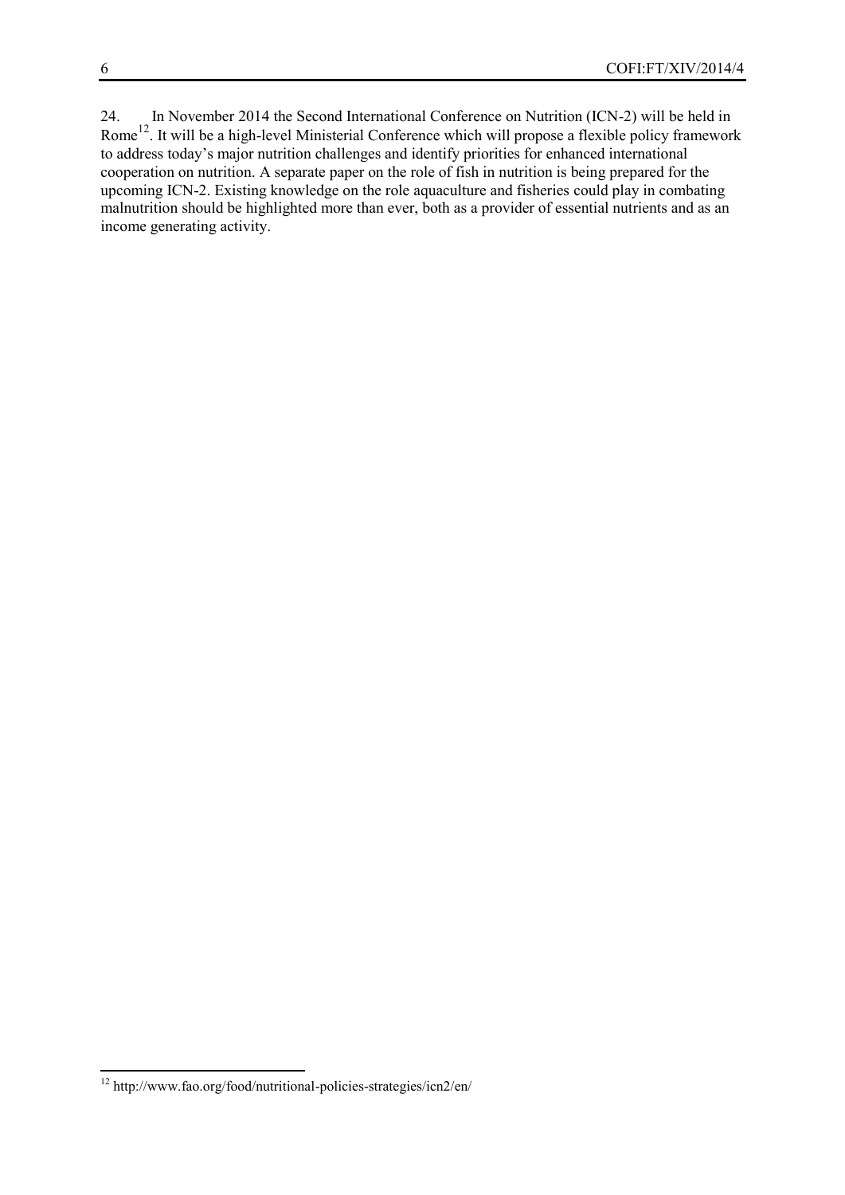24. In November 2014 the Second International Conference on Nutrition (ICN-2) will be held in Rome[12]. It will be a high-level Ministerial Conference which will propose a flexible policy framework to address today's major nutrition challenges and identify priorities for enhanced international cooperation on nutrition. A separate paper on the role of fish in nutrition is being prepared for the upcoming ICN-2. Existing knowledge on the role aquaculture and fisheries could play in combating malnutrition should be highlighted more than ever, both as a provider of essential nutrients and as an income generating activity.

[12] http://www.fao.org/food/nutritional-policies-strategies/icn2/en/